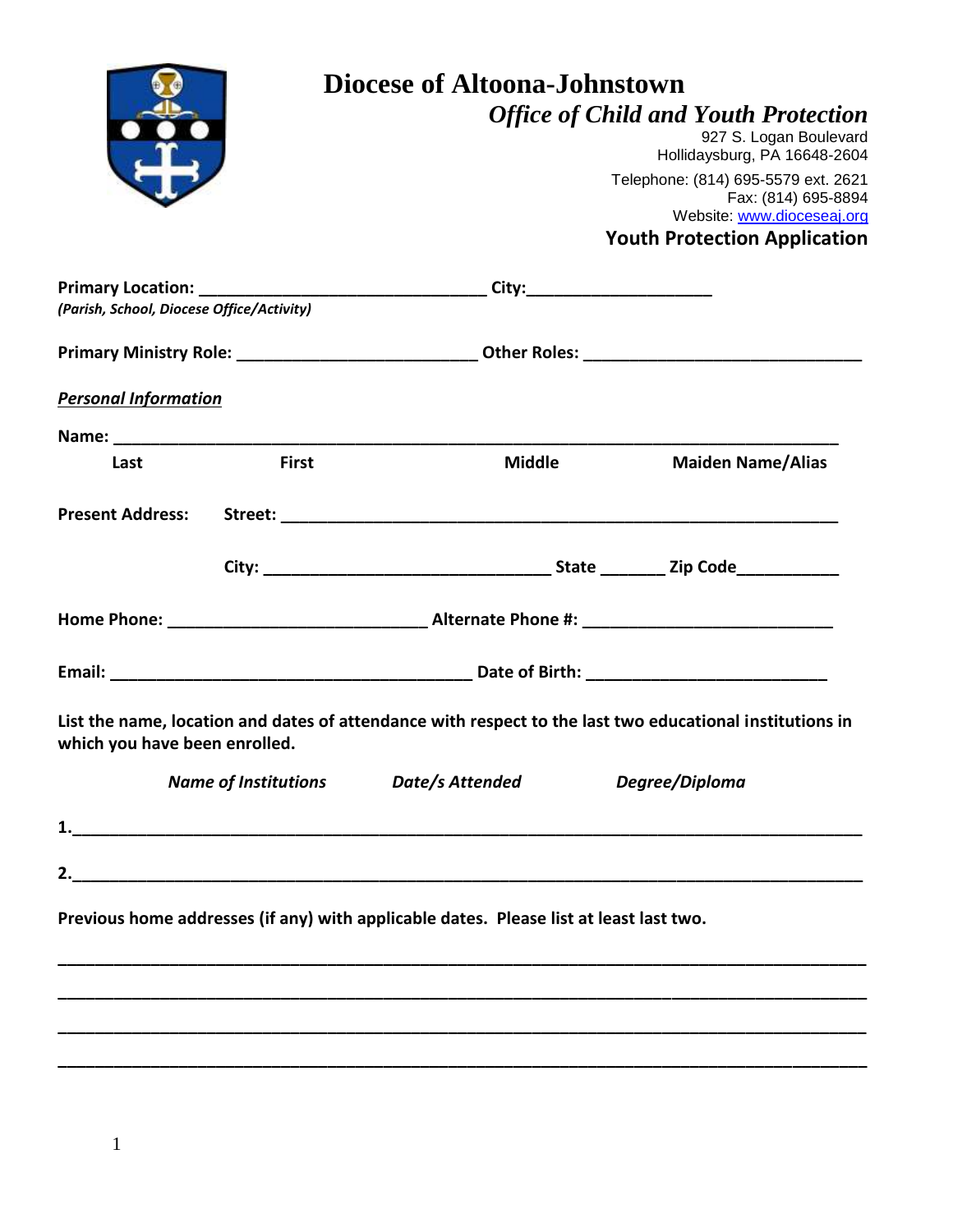# Diocese of Altoona-Johnstown

## *Office of Child and Youth Protection*

927 S. Logan Boulevard
Hollidaysburg, PA 16648-2604

Telephone: (814) 695-5579 ext. 2621
Fax: (814) 695-8894
Website: www.dioceseaj.org

## Youth Protection Application

**Primary Location:** ______________________________ **City:**___________________
*(Parish, School, Diocese Office/Activity)*

**Primary Ministry Role:** _________________________ **Other Roles:** ____________________________

***Personal Information***

**Name:** ___________________________________________________________________________

**Last** **First** **Middle** **Maiden Name/Alias**

**Present Address:** **Street:** ___________________________________________________________

**City:** ______________________________ **State** _______ **Zip Code**___________

**Home Phone:** __________________________ **Alternate Phone #:** _________________________

**Email:** ______________________________________ **Date of Birth:** _________________________

**List the name, location and dates of attendance with respect to the last two educational institutions in which you have been enrolled.**

***Name of Institutions*** ***Date/s Attended*** ***Degree/Diploma***

**1.**___________________________________________________________________________________

**2.**___________________________________________________________________________________

**Previous home addresses (if any) with applicable dates. Please list at least last two.**

_____________________________________________________________________________________

_____________________________________________________________________________________

_____________________________________________________________________________________

_____________________________________________________________________________________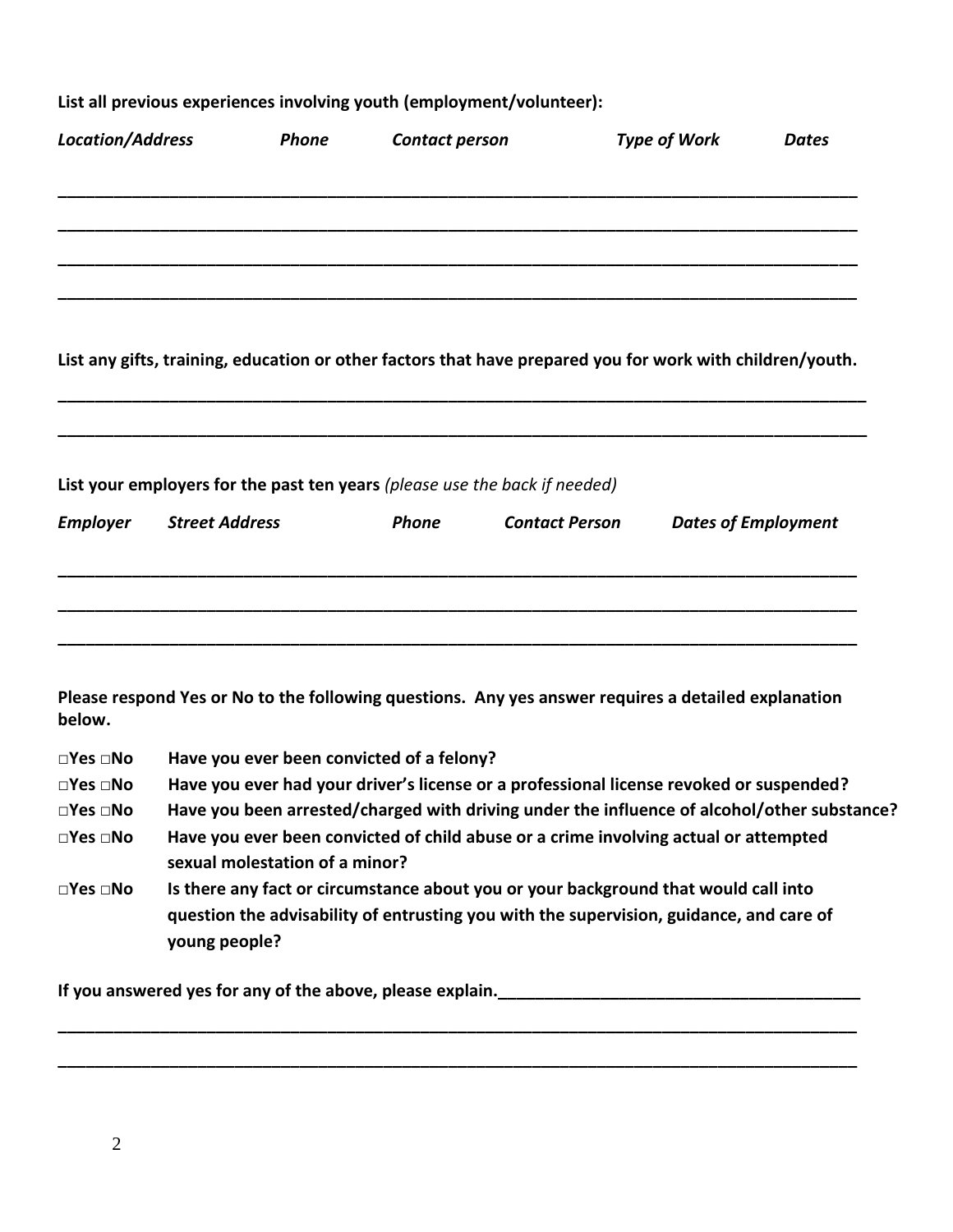**List all previous experiences involving youth (employment/volunteer):**

| *Location/Address* | *Phone* | *Contact person* | *Type of Work* | *Dates* |
|---|---|---|---|---|
| | | | | |
| | | | | |
| | | | | |
| | | | | |

**List any gifts, training, education or other factors that have prepared you for work with children/youth.**

___________________________________________________________________________________________

___________________________________________________________________________________________

**List your employers for the past ten years** *(please use the back if needed)*

| *Employer* | *Street Address* | *Phone* | *Contact Person* | *Dates of Employment* |
|---|---|---|---|---|
| | | | | |
| | | | | |
| | | | | |

**Please respond Yes or No to the following questions. Any yes answer requires a detailed explanation below.**

**□Yes □No** **Have you ever been convicted of a felony?**

**□Yes □No** **Have you ever had your driver's license or a professional license revoked or suspended?**

**□Yes □No** **Have you been arrested/charged with driving under the influence of alcohol/other substance?**

**□Yes □No** **Have you ever been convicted of child abuse or a crime involving actual or attempted sexual molestation of a minor?**

**□Yes □No** **Is there any fact or circumstance about you or your background that would call into question the advisability of entrusting you with the supervision, guidance, and care of young people?**

**If you answered yes for any of the above, please explain.**________________________________________

___________________________________________________________________________________________

___________________________________________________________________________________________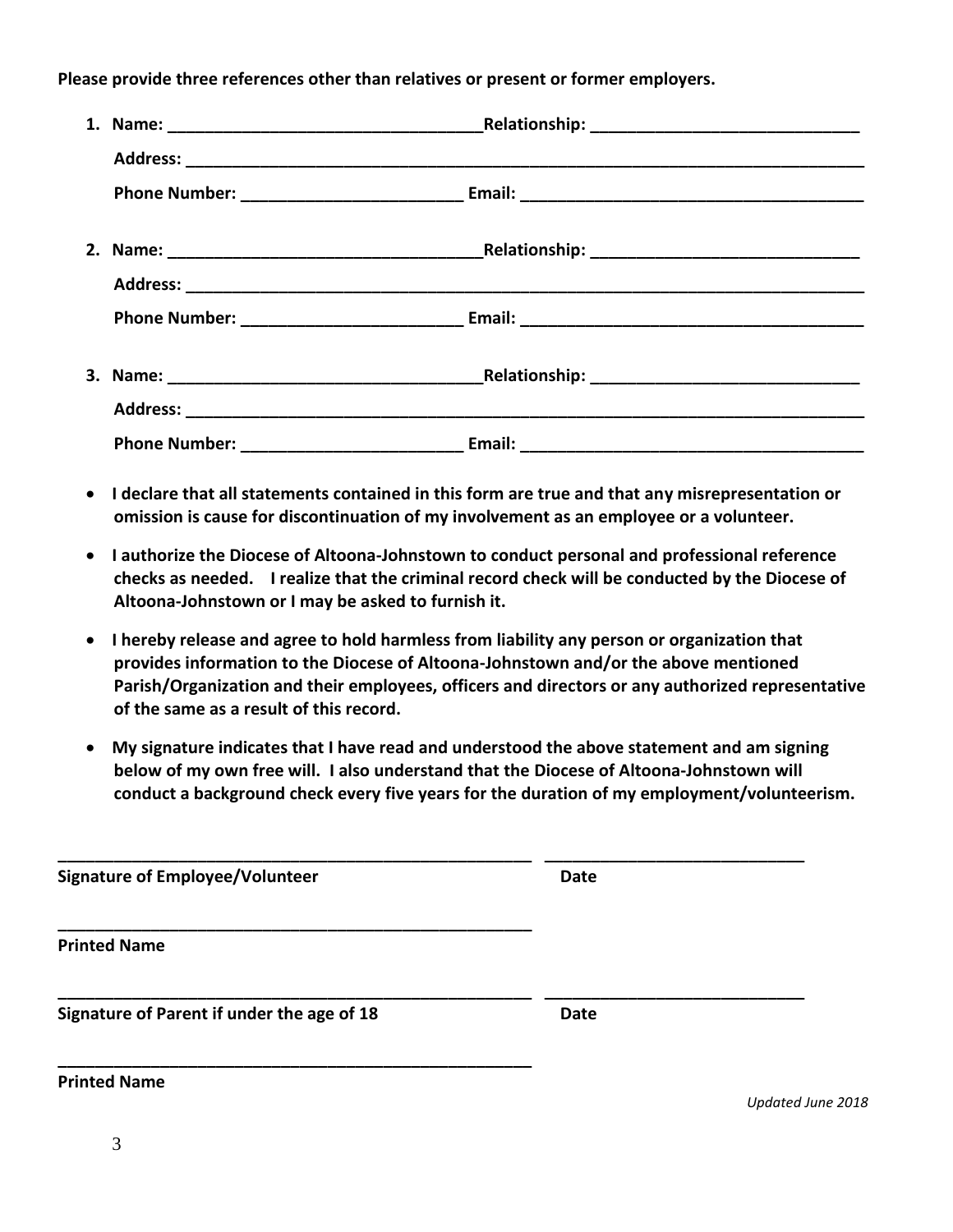**Please provide three references other than relatives or present or former employers.**

1. **Name:** ______________________________ **Relationship:** ____________________________

   **Address:** ________________________________________________________________________

   **Phone Number:** ______________________ **Email:** ___________________________________

2. **Name:** ______________________________ **Relationship:** ____________________________

   **Address:** ________________________________________________________________________

   **Phone Number:** ______________________ **Email:** ___________________________________

3. **Name:** ______________________________ **Relationship:** ____________________________

   **Address:** ________________________________________________________________________

   **Phone Number:** ______________________ **Email:** ___________________________________

- **I declare that all statements contained in this form are true and that any misrepresentation or omission is cause for discontinuation of my involvement as an employee or a volunteer.**
- **I authorize the Diocese of Altoona-Johnstown to conduct personal and professional reference checks as needed. I realize that the criminal record check will be conducted by the Diocese of Altoona-Johnstown or I may be asked to furnish it.**
- **I hereby release and agree to hold harmless from liability any person or organization that provides information to the Diocese of Altoona-Johnstown and/or the above mentioned Parish/Organization and their employees, officers and directors or any authorized representative of the same as a result of this record.**
- **My signature indicates that I have read and understood the above statement and am signing below of my own free will. I also understand that the Diocese of Altoona-Johnstown will conduct a background check every five years for the duration of my employment/volunteerism.**

_____________________________________________ ________________________

**Signature of Employee/Volunteer** **Date**

_____________________________________________

**Printed Name**

_____________________________________________ ________________________

**Signature of Parent if under the age of 18** **Date**

_____________________________________________

**Printed Name**

*Updated June 2018*